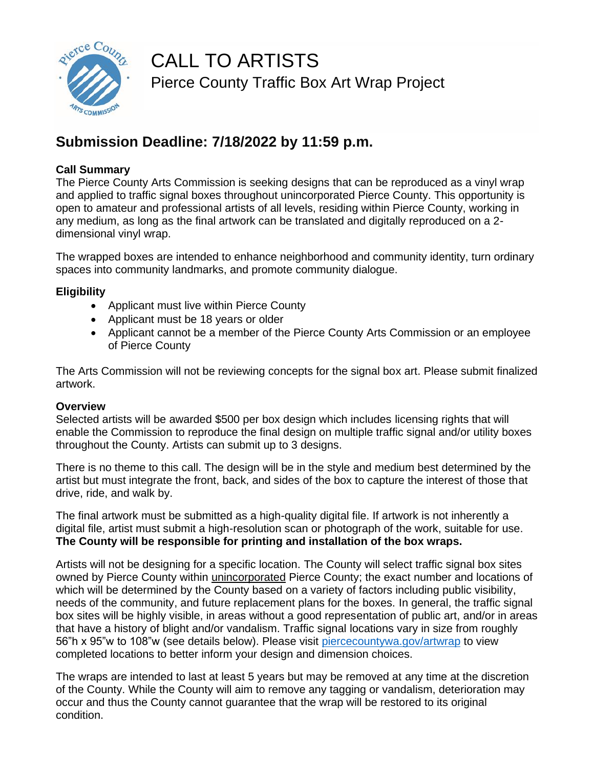# CALL TO ARTISTS

Pierce County Traffic Box Art Wrap Project

## Submission Deadline: 7/18/2022 by 11:59 p.m.

### Call Summary

The Pierce County Arts Commission is seeking designs that can be reproduced as a vinyl wrap and applied to traffic signal boxes throughout unincorporated Pierce County. This opportunity is open to amateur and professional artists of all levels, residing within Pierce County, working in any medium, as long as the final artwork can be translated and digitally reproduced on a 2-dimensional vinyl wrap.

The wrapped boxes are intended to enhance neighborhood and community identity, turn ordinary spaces into community landmarks, and promote community dialogue.

### Eligibility

- Applicant must live within Pierce County
- Applicant must be 18 years or older
- Applicant cannot be a member of the Pierce County Arts Commission or an employee of Pierce County

The Arts Commission will not be reviewing concepts for the signal box art. Please submit finalized artwork.

### Overview

Selected artists will be awarded $500 per box design which includes licensing rights that will enable the Commission to reproduce the final design on multiple traffic signal and/or utility boxes throughout the County. Artists can submit up to 3 designs.

There is no theme to this call. The design will be in the style and medium best determined by the artist but must integrate the front, back, and sides of the box to capture the interest of those that drive, ride, and walk by.

The final artwork must be submitted as a high-quality digital file. If artwork is not inherently a digital file, artist must submit a high-resolution scan or photograph of the work, suitable for use. **The County will be responsible for printing and installation of the box wraps.**

Artists will not be designing for a specific location. The County will select traffic signal box sites owned by Pierce County within unincorporated Pierce County; the exact number and locations of which will be determined by the County based on a variety of factors including public visibility, needs of the community, and future replacement plans for the boxes. In general, the traffic signal box sites will be highly visible, in areas without a good representation of public art, and/or in areas that have a history of blight and/or vandalism. Traffic signal locations vary in size from roughly 56"h x 95"w to 108"w (see details below). Please visit [piercecountywa.gov/artwrap](piercecountywa.gov/artwrap) to view completed locations to better inform your design and dimension choices.

The wraps are intended to last at least 5 years but may be removed at any time at the discretion of the County. While the County will aim to remove any tagging or vandalism, deterioration may occur and thus the County cannot guarantee that the wrap will be restored to its original condition.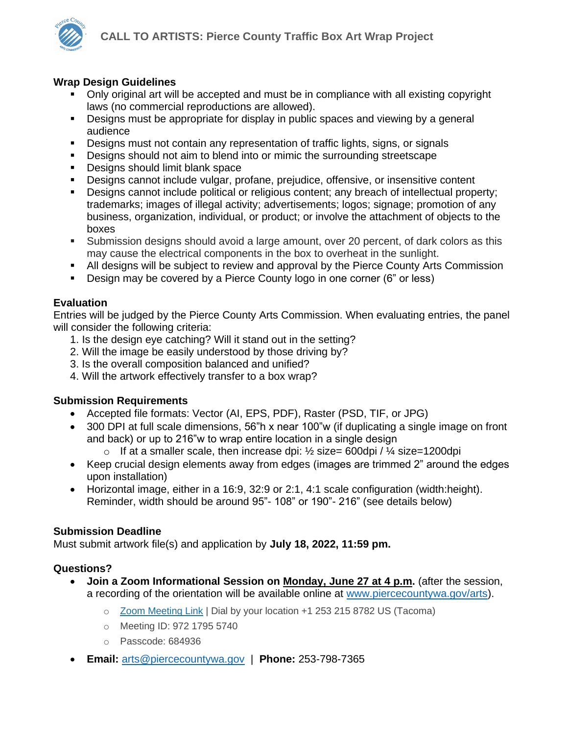**Wrap Design Guidelines**

- Only original art will be accepted and must be in compliance with all existing copyright laws (no commercial reproductions are allowed).
- Designs must be appropriate for display in public spaces and viewing by a general audience
- Designs must not contain any representation of traffic lights, signs, or signals
- Designs should not aim to blend into or mimic the surrounding streetscape
- Designs should limit blank space
- Designs cannot include vulgar, profane, prejudice, offensive, or insensitive content
- Designs cannot include political or religious content; any breach of intellectual property; trademarks; images of illegal activity; advertisements; logos; signage; promotion of any business, organization, individual, or product; or involve the attachment of objects to the boxes
- Submission designs should avoid a large amount, over 20 percent, of dark colors as this may cause the electrical components in the box to overheat in the sunlight.
- All designs will be subject to review and approval by the Pierce County Arts Commission
- Design may be covered by a Pierce County logo in one corner (6" or less)

**Evaluation**

Entries will be judged by the Pierce County Arts Commission. When evaluating entries, the panel will consider the following criteria:

1. Is the design eye catching? Will it stand out in the setting?
2. Will the image be easily understood by those driving by?
3. Is the overall composition balanced and unified?
4. Will the artwork effectively transfer to a box wrap?

**Submission Requirements**

- Accepted file formats: Vector (AI, EPS, PDF), Raster (PSD, TIF, or JPG)
- 300 DPI at full scale dimensions, 56"h x near 100"w (if duplicating a single image on front and back) or up to 216"w to wrap entire location in a single design
  - If at a smaller scale, then increase dpi: ½ size= 600dpi / ¼ size=1200dpi
- Keep crucial design elements away from edges (images are trimmed 2" around the edges upon installation)
- Horizontal image, either in a 16:9, 32:9 or 2:1, 4:1 scale configuration (width:height). Reminder, width should be around 95"- 108" or 190"- 216" (see details below)

**Submission Deadline**

Must submit artwork file(s) and application by **July 18, 2022, 11:59 pm.**

**Questions?**

- **Join a Zoom Informational Session on Monday, June 27 at 4 p.m.** (after the session, a recording of the orientation will be available online at www.piercecountywa.gov/arts).
  - Zoom Meeting Link | Dial by your location +1 253 215 8782 US (Tacoma)
  - Meeting ID: 972 1795 5740
  - Passcode: 684936
- **Email:** arts@piercecountywa.gov | **Phone:** 253-798-7365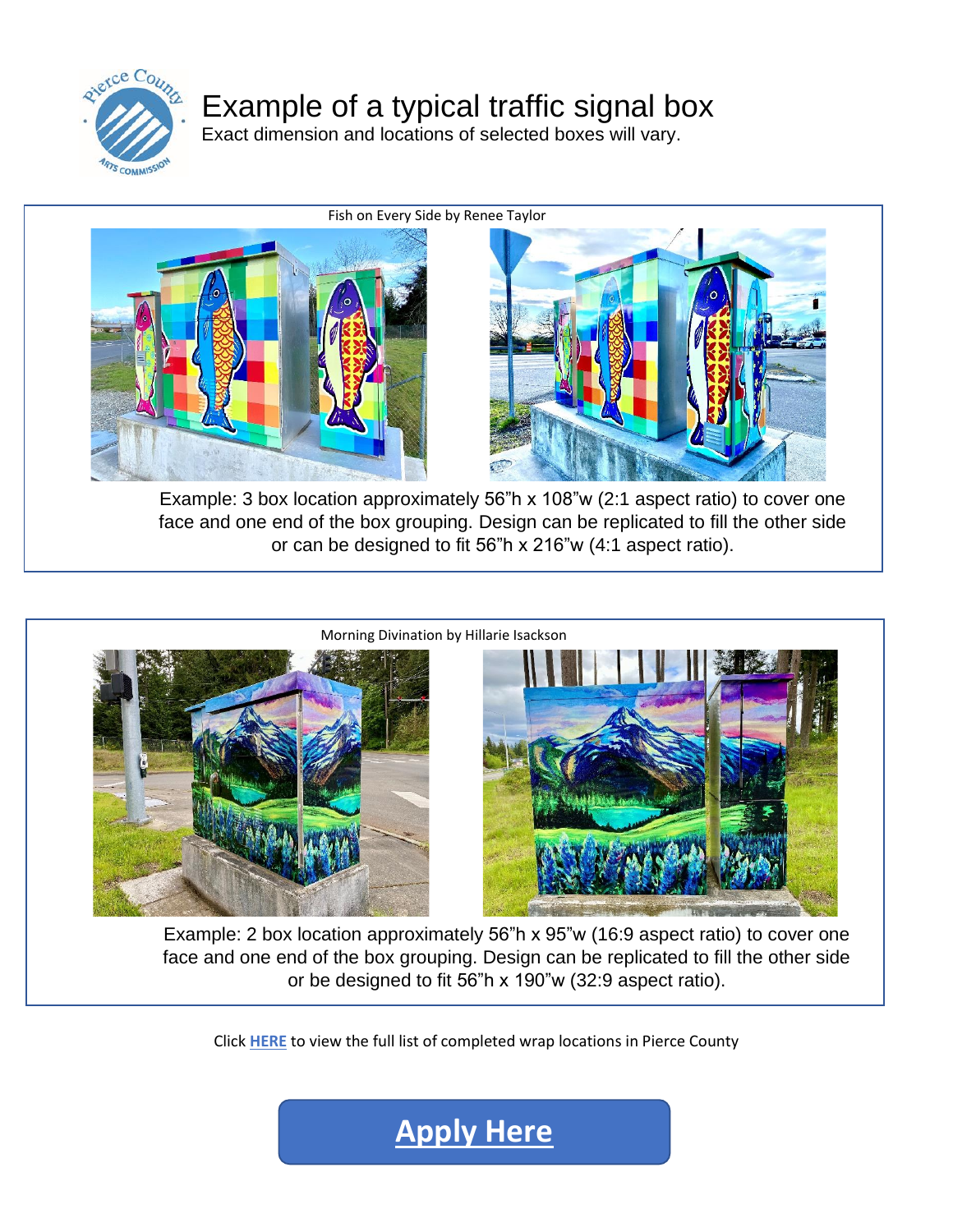# Example of a typical traffic signal box

Exact dimension and locations of selected boxes will vary.

Fish on Every Side by Renee Taylor

Example: 3 box location approximately 56”h x 108”w (2:1 aspect ratio) to cover one face and one end of the box grouping. Design can be replicated to fill the other side or can be designed to fit 56”h x 216”w (4:1 aspect ratio).

Morning Divination by Hillarie Isackson

Example: 2 box location approximately 56”h x 95”w (16:9 aspect ratio) to cover one face and one end of the box grouping. Design can be replicated to fill the other side or be designed to fit 56”h x 190”w (32:9 aspect ratio).

Click **HERE** to view the full list of completed wrap locations in Pierce County

**Apply Here**